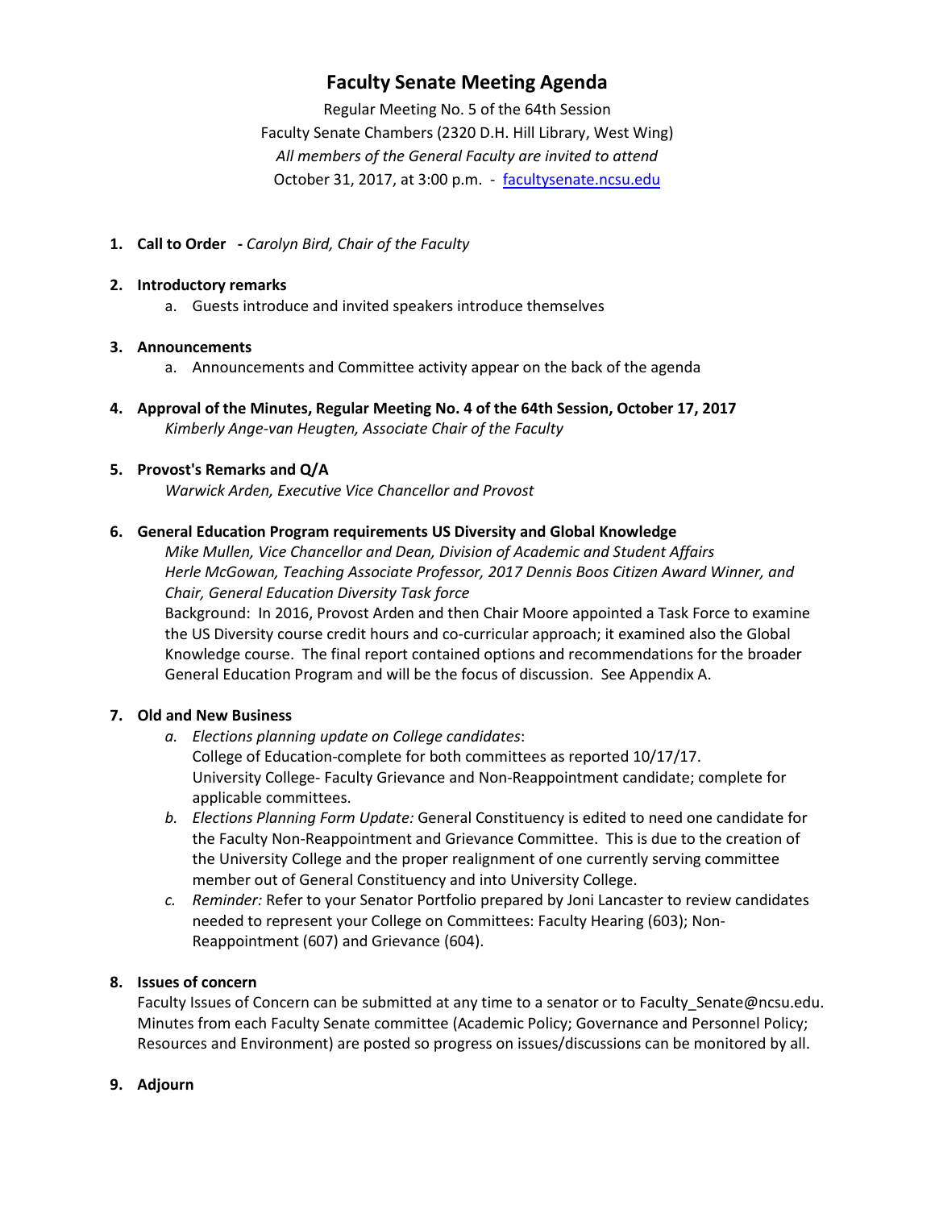# Faculty Senate Meeting Agenda

Regular Meeting No. 5 of the 64th Session
Faculty Senate Chambers (2320 D.H. Hill Library, West Wing)
*All members of the General Faculty are invited to attend*
October 31, 2017, at 3:00 p.m. - [facultysenate.ncsu.edu](facultysenate.ncsu.edu)

1. **Call to Order** **-** *Carolyn Bird, Chair of the Faculty*

2. **Introductory remarks**
   a. Guests introduce and invited speakers introduce themselves

3. **Announcements**
   a. Announcements and Committee activity appear on the back of the agenda

4. **Approval of the Minutes, Regular Meeting No. 4 of the 64th Session, October 17, 2017**
   *Kimberly Ange-van Heugten, Associate Chair of the Faculty*

5. **Provost's Remarks and Q/A**
   *Warwick Arden, Executive Vice Chancellor and Provost*

6. **General Education Program requirements US Diversity and Global Knowledge**
   *Mike Mullen, Vice Chancellor and Dean, Division of Academic and Student Affairs*
   *Herle McGowan, Teaching Associate Professor, 2017 Dennis Boos Citizen Award Winner, and Chair, General Education Diversity Task force*
   Background: In 2016, Provost Arden and then Chair Moore appointed a Task Force to examine the US Diversity course credit hours and co-curricular approach; it examined also the Global Knowledge course. The final report contained options and recommendations for the broader General Education Program and will be the focus of discussion. See Appendix A.

7. **Old and New Business**
   a. *Elections planning update on College candidates*:
      College of Education-complete for both committees as reported 10/17/17.
      University College- Faculty Grievance and Non-Reappointment candidate; complete for applicable committees.
   b. *Elections Planning Form Update:* General Constituency is edited to need one candidate for the Faculty Non-Reappointment and Grievance Committee. This is due to the creation of the University College and the proper realignment of one currently serving committee member out of General Constituency and into University College.
   c. *Reminder:* Refer to your Senator Portfolio prepared by Joni Lancaster to review candidates needed to represent your College on Committees: Faculty Hearing (603); Non-Reappointment (607) and Grievance (604).

8. **Issues of concern**
   Faculty Issues of Concern can be submitted at any time to a senator or to Faculty_Senate@ncsu.edu. Minutes from each Faculty Senate committee (Academic Policy; Governance and Personnel Policy; Resources and Environment) are posted so progress on issues/discussions can be monitored by all.

9. **Adjourn**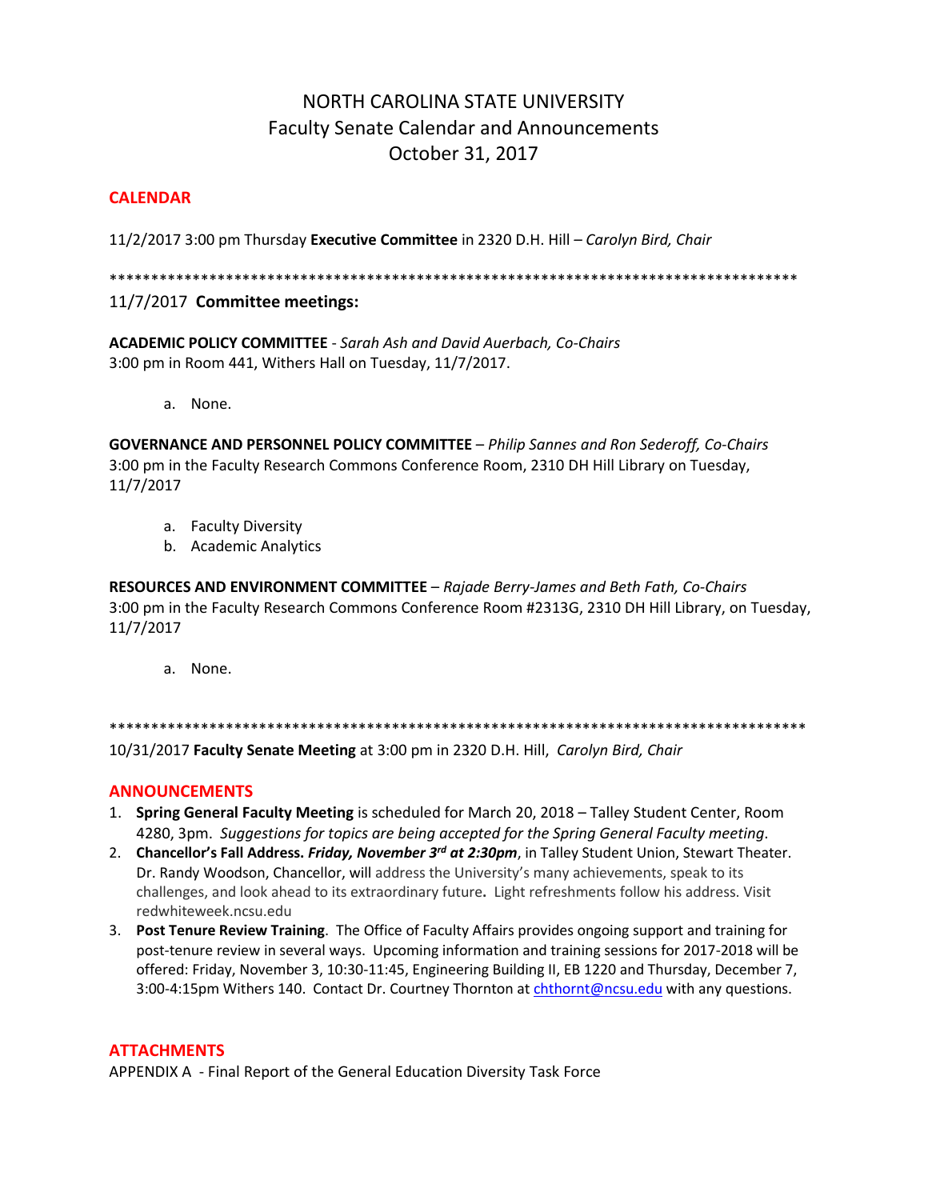# NORTH CAROLINA STATE UNIVERSITY
## Faculty Senate Calendar and Announcements
## October 31, 2017

### CALENDAR

11/2/2017 3:00 pm Thursday **Executive Committee** in 2320 D.H. Hill – *Carolyn Bird, Chair*

*************************************************************************************

11/7/2017 **Committee meetings:**

**ACADEMIC POLICY COMMITTEE** - *Sarah Ash and David Auerbach, Co-Chairs*
3:00 pm in Room 441, Withers Hall on Tuesday, 11/7/2017.

a. None.

**GOVERNANCE AND PERSONNEL POLICY COMMITTEE** – *Philip Sannes and Ron Sederoff, Co-Chairs*
3:00 pm in the Faculty Research Commons Conference Room, 2310 DH Hill Library on Tuesday, 11/7/2017

a. Faculty Diversity
b. Academic Analytics

**RESOURCES AND ENVIRONMENT COMMITTEE** – *Rajade Berry-James and Beth Fath, Co-Chairs*
3:00 pm in the Faculty Research Commons Conference Room #2313G, 2310 DH Hill Library, on Tuesday, 11/7/2017

a. None.

*************************************************************************************

10/31/2017 **Faculty Senate Meeting** at 3:00 pm in 2320 D.H. Hill, *Carolyn Bird, Chair*

### ANNOUNCEMENTS

1. **Spring General Faculty Meeting** is scheduled for March 20, 2018 – Talley Student Center, Room 4280, 3pm. *Suggestions for topics are being accepted for the Spring General Faculty meeting*.
2. **Chancellor's Fall Address.** ***Friday, November 3rd at 2:30pm***, in Talley Student Union, Stewart Theater. Dr. Randy Woodson, Chancellor, will address the University's many achievements, speak to its challenges, and look ahead to its extraordinary future**.** Light refreshments follow his address. Visit redwhiteweek.ncsu.edu
3. **Post Tenure Review Training**. The Office of Faculty Affairs provides ongoing support and training for post-tenure review in several ways. Upcoming information and training sessions for 2017-2018 will be offered: Friday, November 3, 10:30-11:45, Engineering Building II, EB 1220 and Thursday, December 7, 3:00-4:15pm Withers 140. Contact Dr. Courtney Thornton at chthornt@ncsu.edu with any questions.

### ATTACHMENTS

APPENDIX A - Final Report of the General Education Diversity Task Force